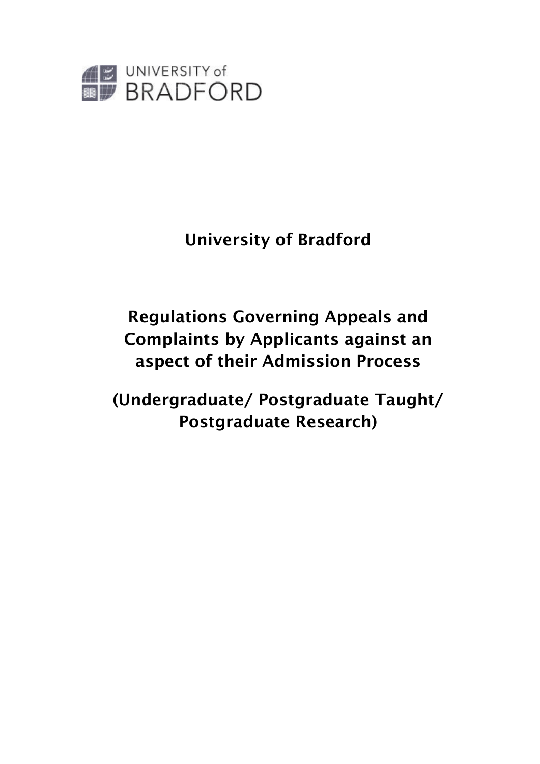UNIVERSITY of BRADFORD

# University of Bradford

## Regulations Governing Appeals and Complaints by Applicants against an aspect of their Admission Process

## (Undergraduate/ Postgraduate Taught/ Postgraduate Research)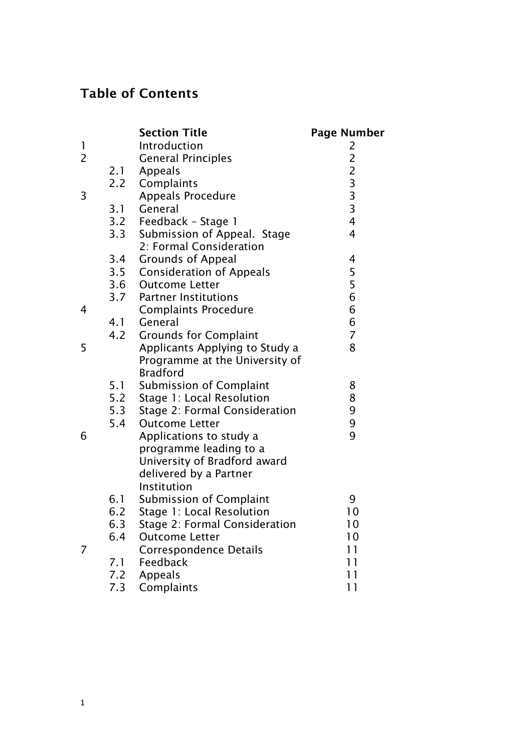## Table of Contents

| | | Section Title | Page Number |
|---|---|---|---|
| 1 | | Introduction | 2 |
| 2 | | General Principles | 2 |
| | 2.1 | Appeals | 2 |
| | 2.2 | Complaints | 3 |
| 3 | | Appeals Procedure | 3 |
| | 3.1 | General | 3 |
| | 3.2 | Feedback – Stage 1 | 4 |
| | 3.3 | Submission of Appeal. Stage 2: Formal Consideration | 4 |
| | 3.4 | Grounds of Appeal | 4 |
| | 3.5 | Consideration of Appeals | 5 |
| | 3.6 | Outcome Letter | 5 |
| | 3.7 | Partner Institutions | 6 |
| 4 | | Complaints Procedure | 6 |
| | 4.1 | General | 6 |
| | 4.2 | Grounds for Complaint | 7 |
| 5 | | Applicants Applying to Study a Programme at the University of Bradford | 8 |
| | 5.1 | Submission of Complaint | 8 |
| | 5.2 | Stage 1: Local Resolution | 8 |
| | 5.3 | Stage 2: Formal Consideration | 9 |
| | 5.4 | Outcome Letter | 9 |
| 6 | | Applications to study a programme leading to a University of Bradford award delivered by a Partner Institution | 9 |
| | 6.1 | Submission of Complaint | 9 |
| | 6.2 | Stage 1: Local Resolution | 10 |
| | 6.3 | Stage 2: Formal Consideration | 10 |
| | 6.4 | Outcome Letter | 10 |
| 7 | | Correspondence Details | 11 |
| | 7.1 | Feedback | 11 |
| | 7.2 | Appeals | 11 |
| | 7.3 | Complaints | 11 |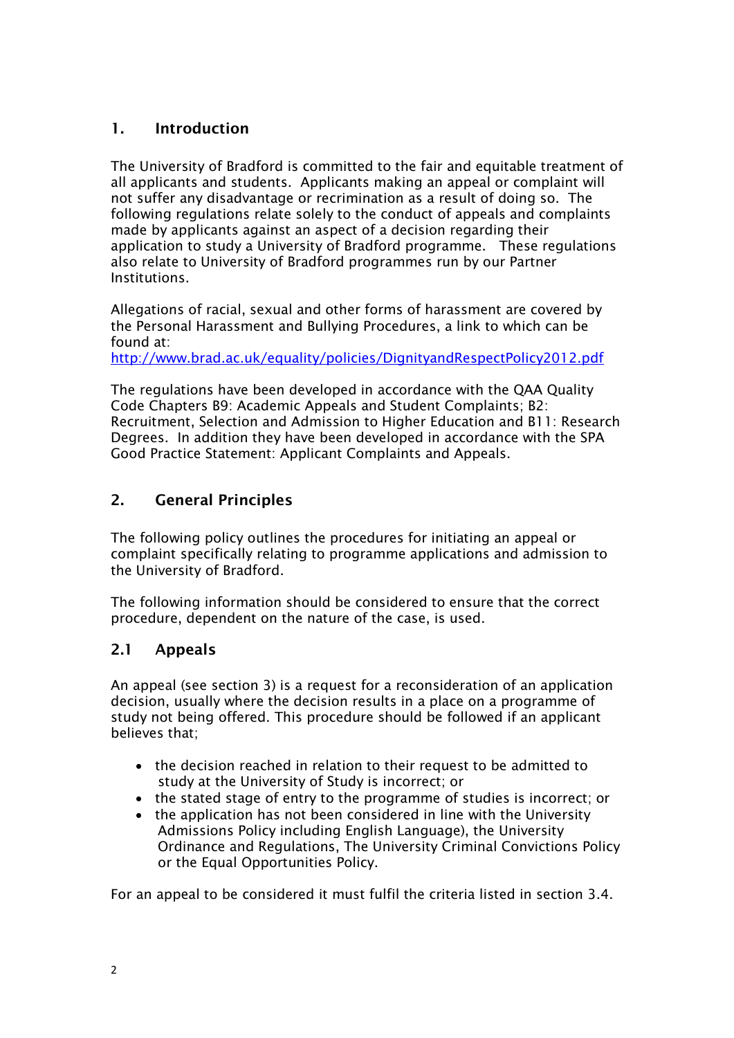## 1. Introduction

The University of Bradford is committed to the fair and equitable treatment of all applicants and students. Applicants making an appeal or complaint will not suffer any disadvantage or recrimination as a result of doing so. The following regulations relate solely to the conduct of appeals and complaints made by applicants against an aspect of a decision regarding their application to study a University of Bradford programme. These regulations also relate to University of Bradford programmes run by our Partner Institutions.

Allegations of racial, sexual and other forms of harassment are covered by the Personal Harassment and Bullying Procedures, a link to which can be found at:
[http://www.brad.ac.uk/equality/policies/DignityandRespectPolicy2012.pdf](http://www.brad.ac.uk/equality/policies/DignityandRespectPolicy2012.pdf)

The regulations have been developed in accordance with the QAA Quality Code Chapters B9: Academic Appeals and Student Complaints; B2: Recruitment, Selection and Admission to Higher Education and B11: Research Degrees. In addition they have been developed in accordance with the SPA Good Practice Statement: Applicant Complaints and Appeals.

## 2. General Principles

The following policy outlines the procedures for initiating an appeal or complaint specifically relating to programme applications and admission to the University of Bradford.

The following information should be considered to ensure that the correct procedure, dependent on the nature of the case, is used.

### 2.1 Appeals

An appeal (see section 3) is a request for a reconsideration of an application decision, usually where the decision results in a place on a programme of study not being offered. This procedure should be followed if an applicant believes that;

- the decision reached in relation to their request to be admitted to study at the University of Study is incorrect; or
- the stated stage of entry to the programme of studies is incorrect; or
- the application has not been considered in line with the University Admissions Policy including English Language), the University Ordinance and Regulations, The University Criminal Convictions Policy or the Equal Opportunities Policy.

For an appeal to be considered it must fulfil the criteria listed in section 3.4.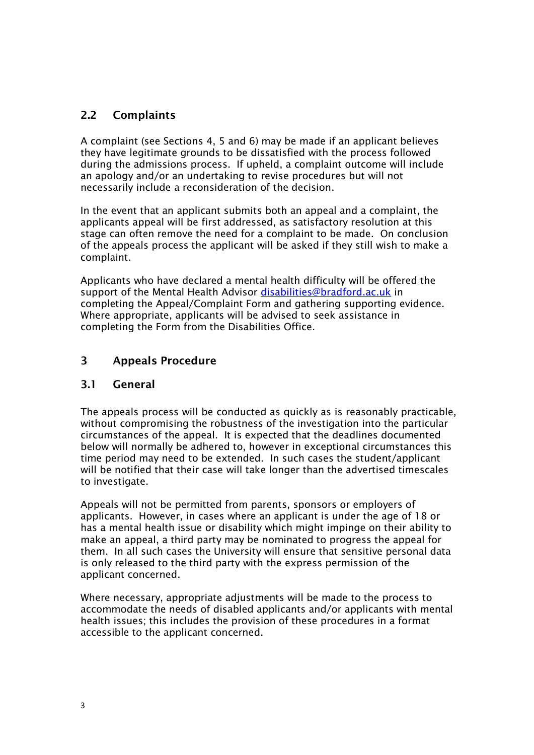## 2.2 Complaints

A complaint (see Sections 4, 5 and 6) may be made if an applicant believes they have legitimate grounds to be dissatisfied with the process followed during the admissions process. If upheld, a complaint outcome will include an apology and/or an undertaking to revise procedures but will not necessarily include a reconsideration of the decision.

In the event that an applicant submits both an appeal and a complaint, the applicants appeal will be first addressed, as satisfactory resolution at this stage can often remove the need for a complaint to be made. On conclusion of the appeals process the applicant will be asked if they still wish to make a complaint.

Applicants who have declared a mental health difficulty will be offered the support of the Mental Health Advisor [disabilities@bradford.ac.uk](mailto:disabilities@bradford.ac.uk) in completing the Appeal/Complaint Form and gathering supporting evidence. Where appropriate, applicants will be advised to seek assistance in completing the Form from the Disabilities Office.

# 3 Appeals Procedure

## 3.1 General

The appeals process will be conducted as quickly as is reasonably practicable, without compromising the robustness of the investigation into the particular circumstances of the appeal. It is expected that the deadlines documented below will normally be adhered to, however in exceptional circumstances this time period may need to be extended. In such cases the student/applicant will be notified that their case will take longer than the advertised timescales to investigate.

Appeals will not be permitted from parents, sponsors or employers of applicants. However, in cases where an applicant is under the age of 18 or has a mental health issue or disability which might impinge on their ability to make an appeal, a third party may be nominated to progress the appeal for them. In all such cases the University will ensure that sensitive personal data is only released to the third party with the express permission of the applicant concerned.

Where necessary, appropriate adjustments will be made to the process to accommodate the needs of disabled applicants and/or applicants with mental health issues; this includes the provision of these procedures in a format accessible to the applicant concerned.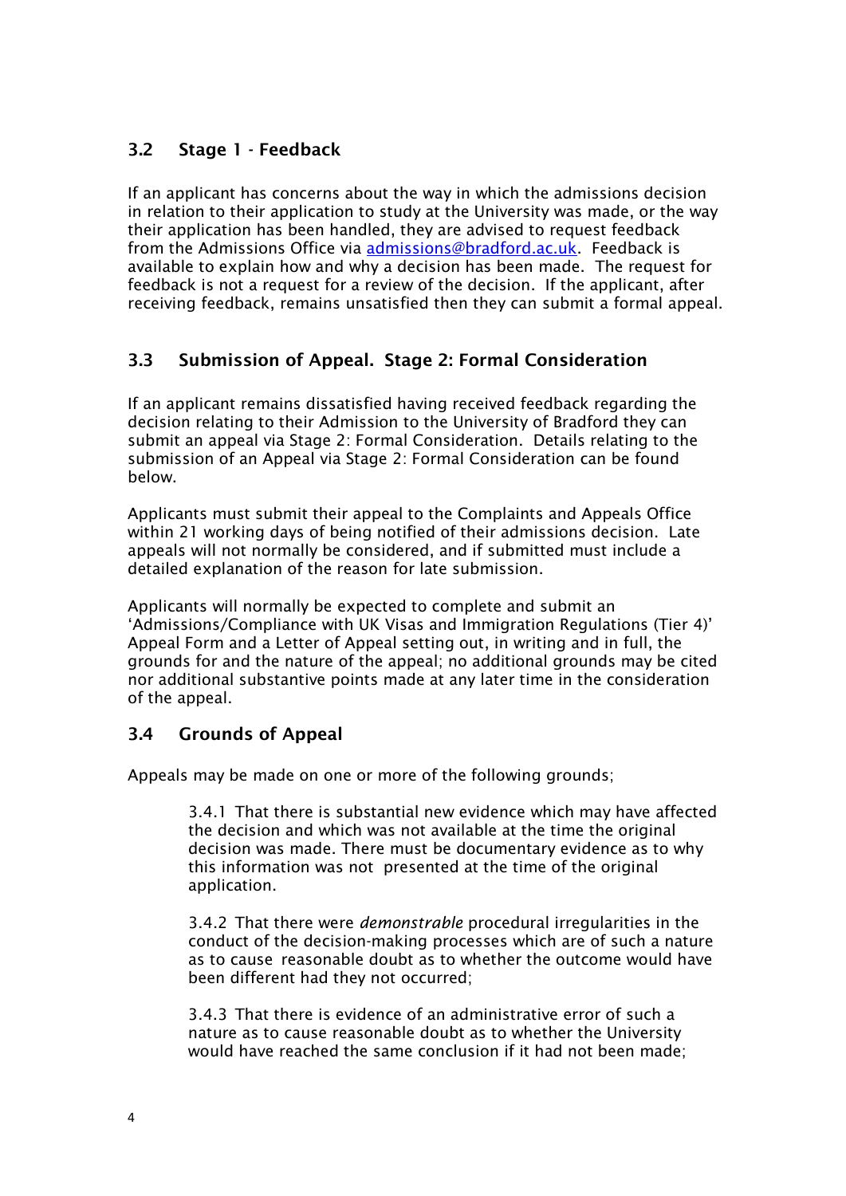## 3.2 Stage 1 - Feedback

If an applicant has concerns about the way in which the admissions decision in relation to their application to study at the University was made, or the way their application has been handled, they are advised to request feedback from the Admissions Office via [admissions@bradford.ac.uk](mailto:admissions@bradford.ac.uk). Feedback is available to explain how and why a decision has been made. The request for feedback is not a request for a review of the decision. If the applicant, after receiving feedback, remains unsatisfied then they can submit a formal appeal.

## 3.3 Submission of Appeal. Stage 2: Formal Consideration

If an applicant remains dissatisfied having received feedback regarding the decision relating to their Admission to the University of Bradford they can submit an appeal via Stage 2: Formal Consideration. Details relating to the submission of an Appeal via Stage 2: Formal Consideration can be found below.

Applicants must submit their appeal to the Complaints and Appeals Office within 21 working days of being notified of their admissions decision. Late appeals will not normally be considered, and if submitted must include a detailed explanation of the reason for late submission.

Applicants will normally be expected to complete and submit an 'Admissions/Compliance with UK Visas and Immigration Regulations (Tier 4)' Appeal Form and a Letter of Appeal setting out, in writing and in full, the grounds for and the nature of the appeal; no additional grounds may be cited nor additional substantive points made at any later time in the consideration of the appeal.

## 3.4 Grounds of Appeal

Appeals may be made on one or more of the following grounds;

3.4.1 That there is substantial new evidence which may have affected the decision and which was not available at the time the original decision was made. There must be documentary evidence as to why this information was not presented at the time of the original application.

3.4.2 That there were *demonstrable* procedural irregularities in the conduct of the decision-making processes which are of such a nature as to cause reasonable doubt as to whether the outcome would have been different had they not occurred;

3.4.3 That there is evidence of an administrative error of such a nature as to cause reasonable doubt as to whether the University would have reached the same conclusion if it had not been made;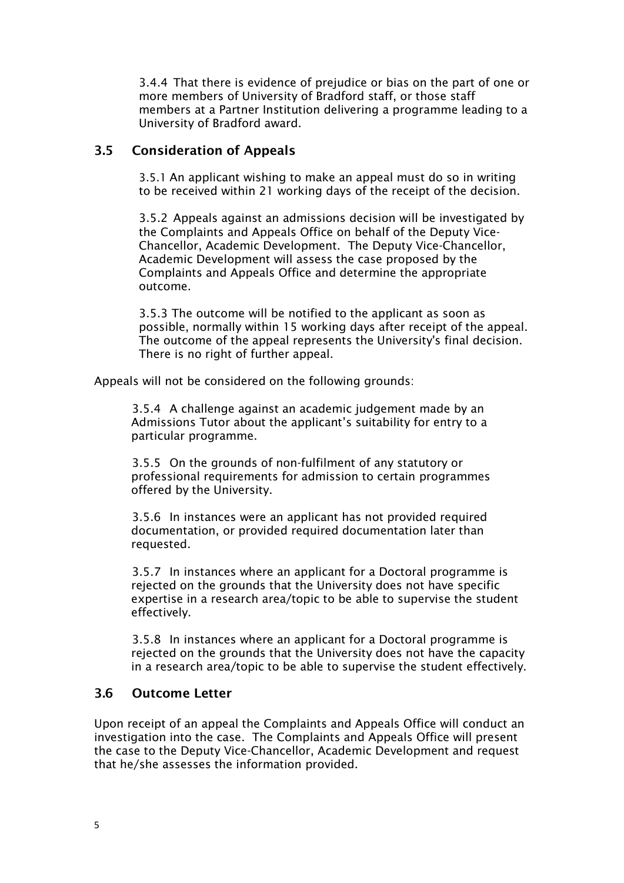3.4.4 That there is evidence of prejudice or bias on the part of one or more members of University of Bradford staff, or those staff members at a Partner Institution delivering a programme leading to a University of Bradford award.

## 3.5 Consideration of Appeals

3.5.1 An applicant wishing to make an appeal must do so in writing to be received within 21 working days of the receipt of the decision.

3.5.2 Appeals against an admissions decision will be investigated by the Complaints and Appeals Office on behalf of the Deputy Vice-Chancellor, Academic Development. The Deputy Vice-Chancellor, Academic Development will assess the case proposed by the Complaints and Appeals Office and determine the appropriate outcome.

3.5.3 The outcome will be notified to the applicant as soon as possible, normally within 15 working days after receipt of the appeal. The outcome of the appeal represents the University's final decision. There is no right of further appeal.

Appeals will not be considered on the following grounds:

3.5.4 A challenge against an academic judgement made by an Admissions Tutor about the applicant's suitability for entry to a particular programme.

3.5.5 On the grounds of non-fulfilment of any statutory or professional requirements for admission to certain programmes offered by the University.

3.5.6 In instances were an applicant has not provided required documentation, or provided required documentation later than requested.

3.5.7 In instances where an applicant for a Doctoral programme is rejected on the grounds that the University does not have specific expertise in a research area/topic to be able to supervise the student effectively.

3.5.8 In instances where an applicant for a Doctoral programme is rejected on the grounds that the University does not have the capacity in a research area/topic to be able to supervise the student effectively.

## 3.6 Outcome Letter

Upon receipt of an appeal the Complaints and Appeals Office will conduct an investigation into the case. The Complaints and Appeals Office will present the case to the Deputy Vice-Chancellor, Academic Development and request that he/she assesses the information provided.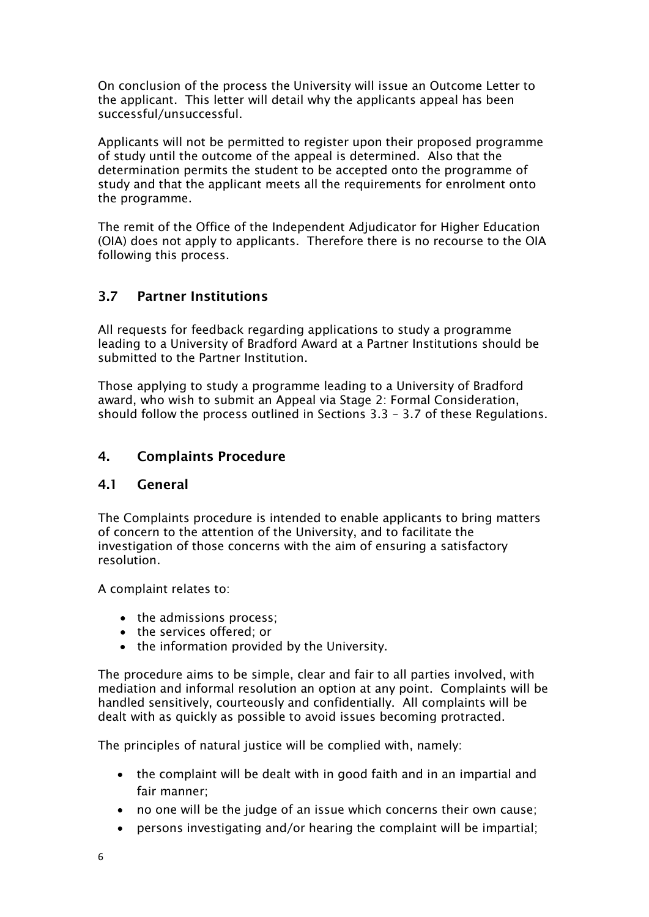On conclusion of the process the University will issue an Outcome Letter to the applicant. This letter will detail why the applicants appeal has been successful/unsuccessful.

Applicants will not be permitted to register upon their proposed programme of study until the outcome of the appeal is determined. Also that the determination permits the student to be accepted onto the programme of study and that the applicant meets all the requirements for enrolment onto the programme.

The remit of the Office of the Independent Adjudicator for Higher Education (OIA) does not apply to applicants. Therefore there is no recourse to the OIA following this process.

### 3.7 Partner Institutions

All requests for feedback regarding applications to study a programme leading to a University of Bradford Award at a Partner Institutions should be submitted to the Partner Institution.

Those applying to study a programme leading to a University of Bradford award, who wish to submit an Appeal via Stage 2: Formal Consideration, should follow the process outlined in Sections 3.3 – 3.7 of these Regulations.

## 4. Complaints Procedure

### 4.1 General

The Complaints procedure is intended to enable applicants to bring matters of concern to the attention of the University, and to facilitate the investigation of those concerns with the aim of ensuring a satisfactory resolution.

A complaint relates to:

- the admissions process;
- the services offered; or
- the information provided by the University.

The procedure aims to be simple, clear and fair to all parties involved, with mediation and informal resolution an option at any point. Complaints will be handled sensitively, courteously and confidentially. All complaints will be dealt with as quickly as possible to avoid issues becoming protracted.

The principles of natural justice will be complied with, namely:

- the complaint will be dealt with in good faith and in an impartial and fair manner;
- no one will be the judge of an issue which concerns their own cause;
- persons investigating and/or hearing the complaint will be impartial;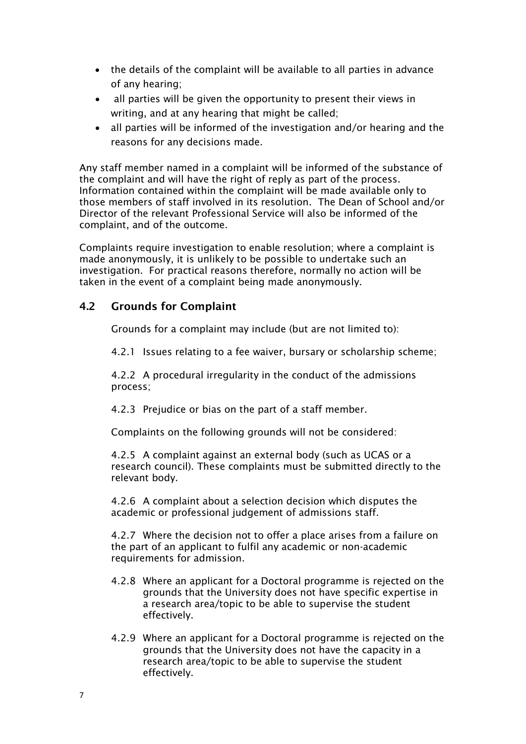- the details of the complaint will be available to all parties in advance of any hearing;
- all parties will be given the opportunity to present their views in writing, and at any hearing that might be called;
- all parties will be informed of the investigation and/or hearing and the reasons for any decisions made.

Any staff member named in a complaint will be informed of the substance of the complaint and will have the right of reply as part of the process. Information contained within the complaint will be made available only to those members of staff involved in its resolution. The Dean of School and/or Director of the relevant Professional Service will also be informed of the complaint, and of the outcome.

Complaints require investigation to enable resolution; where a complaint is made anonymously, it is unlikely to be possible to undertake such an investigation. For practical reasons therefore, normally no action will be taken in the event of a complaint being made anonymously.

## 4.2 Grounds for Complaint

Grounds for a complaint may include (but are not limited to):

4.2.1 Issues relating to a fee waiver, bursary or scholarship scheme;

4.2.2 A procedural irregularity in the conduct of the admissions process;

4.2.3 Prejudice or bias on the part of a staff member.

Complaints on the following grounds will not be considered:

4.2.5 A complaint against an external body (such as UCAS or a research council). These complaints must be submitted directly to the relevant body.

4.2.6 A complaint about a selection decision which disputes the academic or professional judgement of admissions staff.

4.2.7 Where the decision not to offer a place arises from a failure on the part of an applicant to fulfil any academic or non-academic requirements for admission.

4.2.8 Where an applicant for a Doctoral programme is rejected on the grounds that the University does not have specific expertise in a research area/topic to be able to supervise the student effectively.

4.2.9 Where an applicant for a Doctoral programme is rejected on the grounds that the University does not have the capacity in a research area/topic to be able to supervise the student effectively.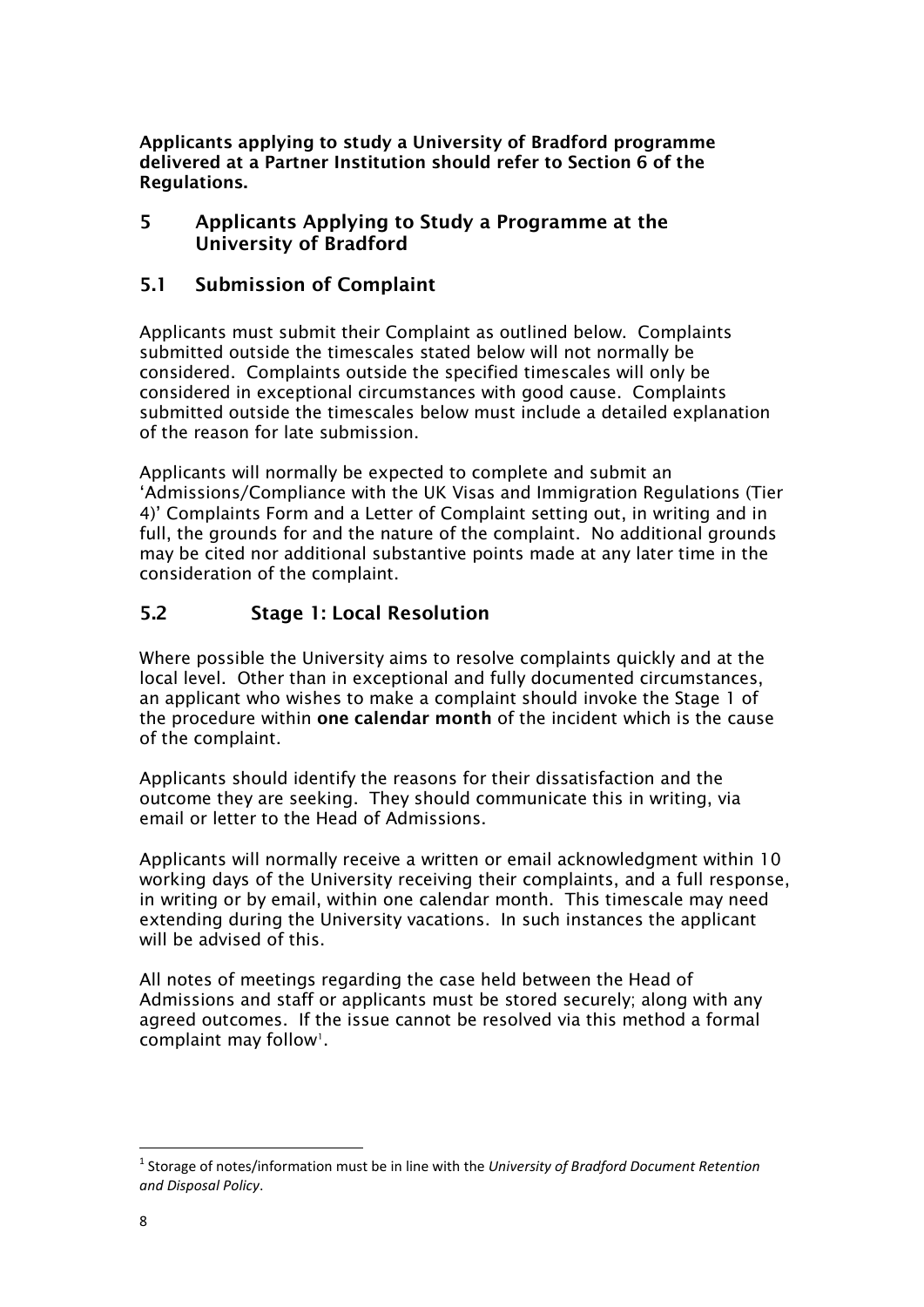**Applicants applying to study a University of Bradford programme delivered at a Partner Institution should refer to Section 6 of the Regulations.**

## 5 Applicants Applying to Study a Programme at the University of Bradford

### 5.1 Submission of Complaint

Applicants must submit their Complaint as outlined below. Complaints submitted outside the timescales stated below will not normally be considered. Complaints outside the specified timescales will only be considered in exceptional circumstances with good cause. Complaints submitted outside the timescales below must include a detailed explanation of the reason for late submission.

Applicants will normally be expected to complete and submit an 'Admissions/Compliance with the UK Visas and Immigration Regulations (Tier 4)' Complaints Form and a Letter of Complaint setting out, in writing and in full, the grounds for and the nature of the complaint. No additional grounds may be cited nor additional substantive points made at any later time in the consideration of the complaint.

### 5.2 Stage 1: Local Resolution

Where possible the University aims to resolve complaints quickly and at the local level. Other than in exceptional and fully documented circumstances, an applicant who wishes to make a complaint should invoke the Stage 1 of the procedure within **one calendar month** of the incident which is the cause of the complaint.

Applicants should identify the reasons for their dissatisfaction and the outcome they are seeking. They should communicate this in writing, via email or letter to the Head of Admissions.

Applicants will normally receive a written or email acknowledgment within 10 working days of the University receiving their complaints, and a full response, in writing or by email, within one calendar month. This timescale may need extending during the University vacations. In such instances the applicant will be advised of this.

All notes of meetings regarding the case held between the Head of Admissions and staff or applicants must be stored securely; along with any agreed outcomes. If the issue cannot be resolved via this method a formal complaint may follow[1].

[1] Storage of notes/information must be in line with the *University of Bradford Document Retention and Disposal Policy*.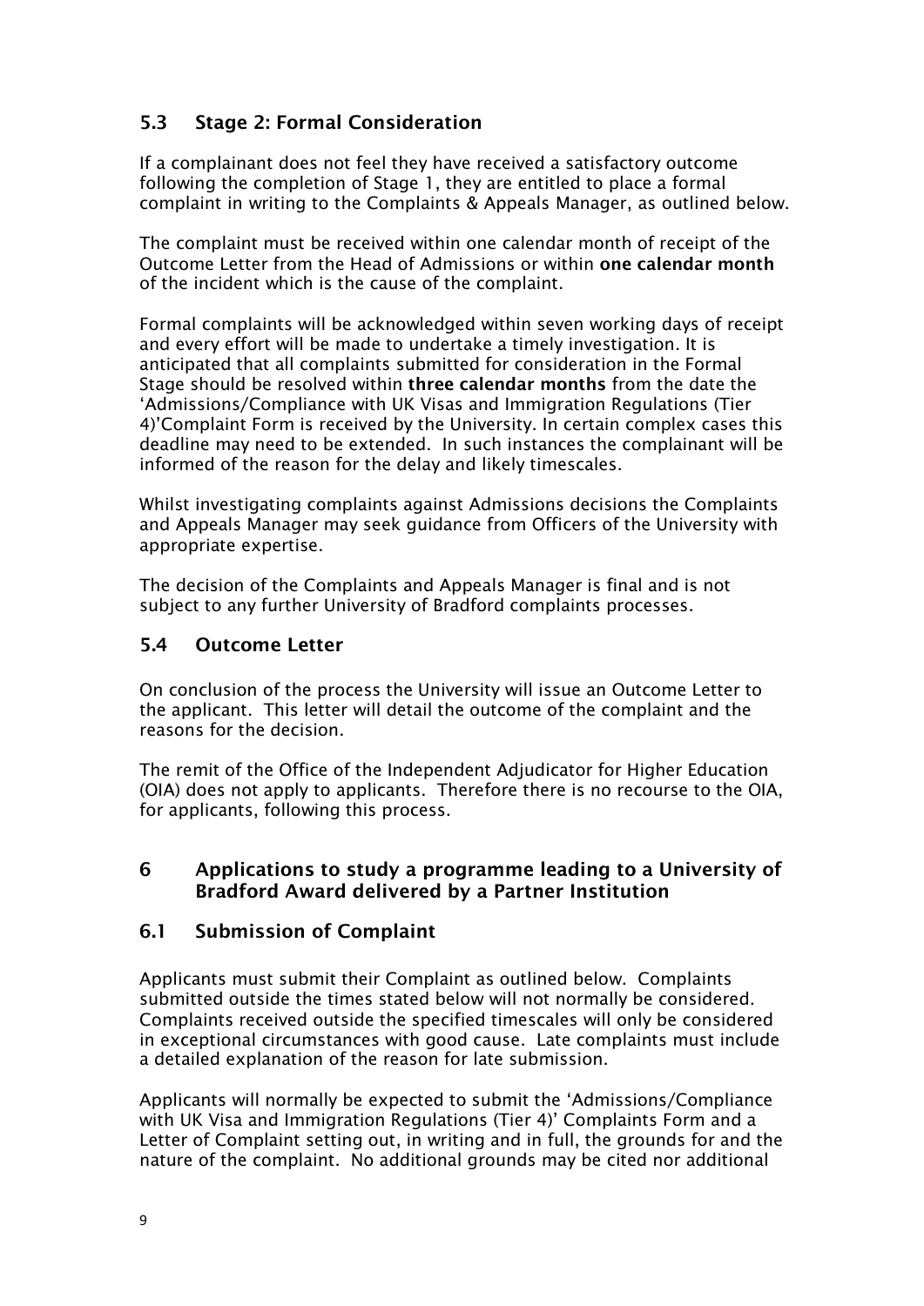### 5.3 Stage 2: Formal Consideration

If a complainant does not feel they have received a satisfactory outcome following the completion of Stage 1, they are entitled to place a formal complaint in writing to the Complaints & Appeals Manager, as outlined below.

The complaint must be received within one calendar month of receipt of the Outcome Letter from the Head of Admissions or within **one calendar month** of the incident which is the cause of the complaint.

Formal complaints will be acknowledged within seven working days of receipt and every effort will be made to undertake a timely investigation. It is anticipated that all complaints submitted for consideration in the Formal Stage should be resolved within **three calendar months** from the date the 'Admissions/Compliance with UK Visas and Immigration Regulations (Tier 4)'Complaint Form is received by the University. In certain complex cases this deadline may need to be extended. In such instances the complainant will be informed of the reason for the delay and likely timescales.

Whilst investigating complaints against Admissions decisions the Complaints and Appeals Manager may seek guidance from Officers of the University with appropriate expertise.

The decision of the Complaints and Appeals Manager is final and is not subject to any further University of Bradford complaints processes.

### 5.4 Outcome Letter

On conclusion of the process the University will issue an Outcome Letter to the applicant. This letter will detail the outcome of the complaint and the reasons for the decision.

The remit of the Office of the Independent Adjudicator for Higher Education (OIA) does not apply to applicants. Therefore there is no recourse to the OIA, for applicants, following this process.

## 6 Applications to study a programme leading to a University of Bradford Award delivered by a Partner Institution

### 6.1 Submission of Complaint

Applicants must submit their Complaint as outlined below. Complaints submitted outside the times stated below will not normally be considered. Complaints received outside the specified timescales will only be considered in exceptional circumstances with good cause. Late complaints must include a detailed explanation of the reason for late submission.

Applicants will normally be expected to submit the 'Admissions/Compliance with UK Visa and Immigration Regulations (Tier 4)' Complaints Form and a Letter of Complaint setting out, in writing and in full, the grounds for and the nature of the complaint. No additional grounds may be cited nor additional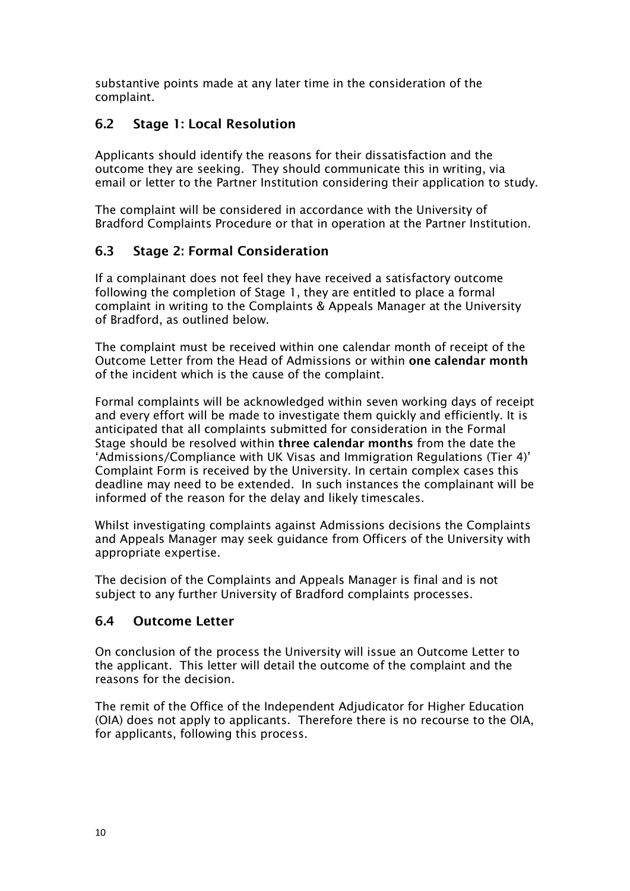substantive points made at any later time in the consideration of the complaint.

## 6.2 Stage 1: Local Resolution

Applicants should identify the reasons for their dissatisfaction and the outcome they are seeking. They should communicate this in writing, via email or letter to the Partner Institution considering their application to study.

The complaint will be considered in accordance with the University of Bradford Complaints Procedure or that in operation at the Partner Institution.

## 6.3 Stage 2: Formal Consideration

If a complainant does not feel they have received a satisfactory outcome following the completion of Stage 1, they are entitled to place a formal complaint in writing to the Complaints & Appeals Manager at the University of Bradford, as outlined below.

The complaint must be received within one calendar month of receipt of the Outcome Letter from the Head of Admissions or within **one calendar month** of the incident which is the cause of the complaint.

Formal complaints will be acknowledged within seven working days of receipt and every effort will be made to investigate them quickly and efficiently. It is anticipated that all complaints submitted for consideration in the Formal Stage should be resolved within **three calendar months** from the date the 'Admissions/Compliance with UK Visas and Immigration Regulations (Tier 4)' Complaint Form is received by the University. In certain complex cases this deadline may need to be extended. In such instances the complainant will be informed of the reason for the delay and likely timescales.

Whilst investigating complaints against Admissions decisions the Complaints and Appeals Manager may seek guidance from Officers of the University with appropriate expertise.

The decision of the Complaints and Appeals Manager is final and is not subject to any further University of Bradford complaints processes.

## 6.4 Outcome Letter

On conclusion of the process the University will issue an Outcome Letter to the applicant. This letter will detail the outcome of the complaint and the reasons for the decision.

The remit of the Office of the Independent Adjudicator for Higher Education (OIA) does not apply to applicants. Therefore there is no recourse to the OIA, for applicants, following this process.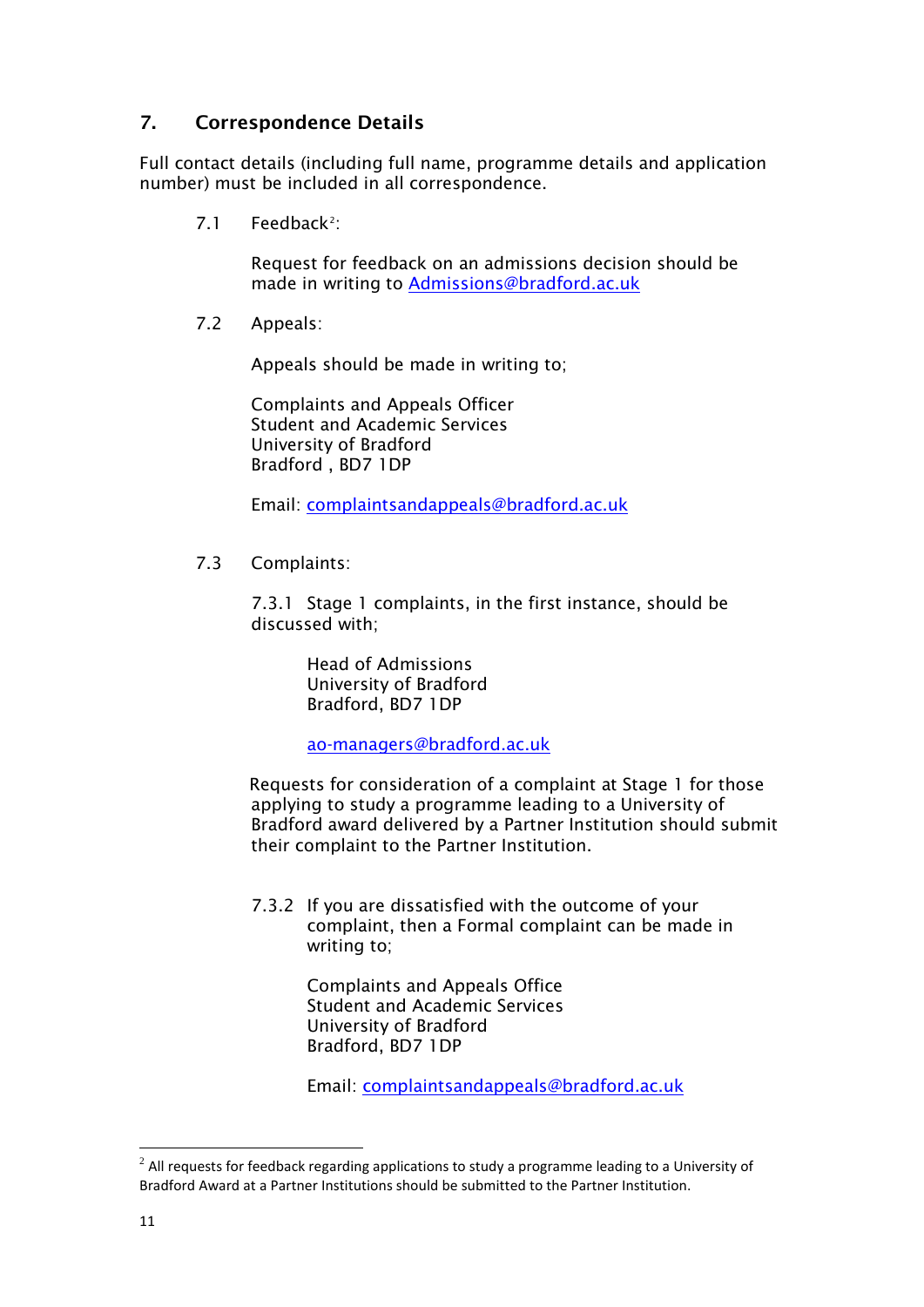## 7. Correspondence Details

Full contact details (including full name, programme details and application number) must be included in all correspondence.

7.1 Feedback[2]:

Request for feedback on an admissions decision should be made in writing to Admissions@bradford.ac.uk

7.2 Appeals:

Appeals should be made in writing to;

Complaints and Appeals Officer
Student and Academic Services
University of Bradford
Bradford , BD7 1DP

Email: complaintsandappeals@bradford.ac.uk

7.3 Complaints:

7.3.1 Stage 1 complaints, in the first instance, should be discussed with;

Head of Admissions
University of Bradford
Bradford, BD7 1DP

ao-managers@bradford.ac.uk

Requests for consideration of a complaint at Stage 1 for those applying to study a programme leading to a University of Bradford award delivered by a Partner Institution should submit their complaint to the Partner Institution.

7.3.2 If you are dissatisfied with the outcome of your complaint, then a Formal complaint can be made in writing to;

Complaints and Appeals Office
Student and Academic Services
University of Bradford
Bradford, BD7 1DP

Email: complaintsandappeals@bradford.ac.uk

---

[2] All requests for feedback regarding applications to study a programme leading to a University of Bradford Award at a Partner Institutions should be submitted to the Partner Institution.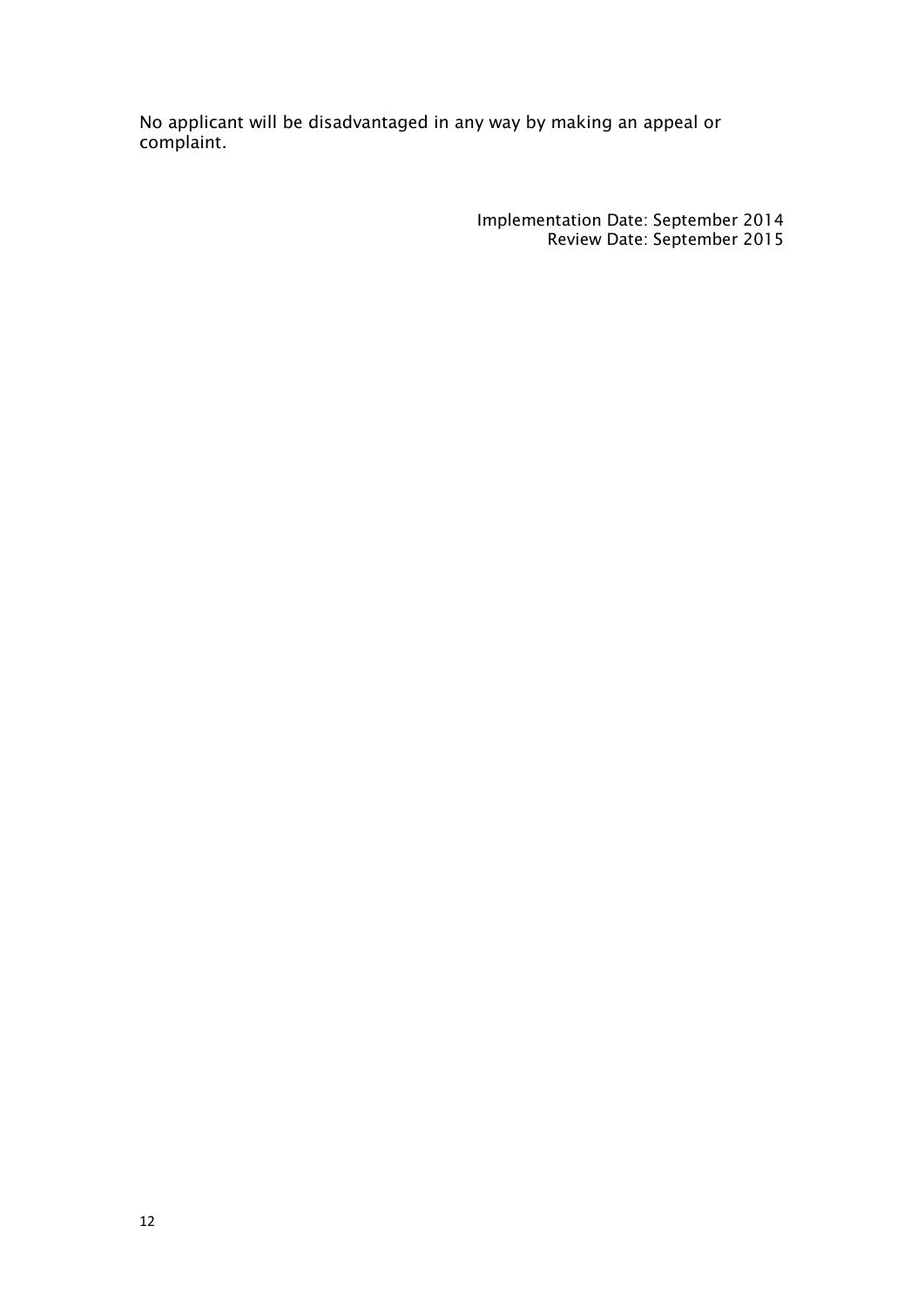No applicant will be disadvantaged in any way by making an appeal or complaint.

Implementation Date: September 2014
Review Date: September 2015